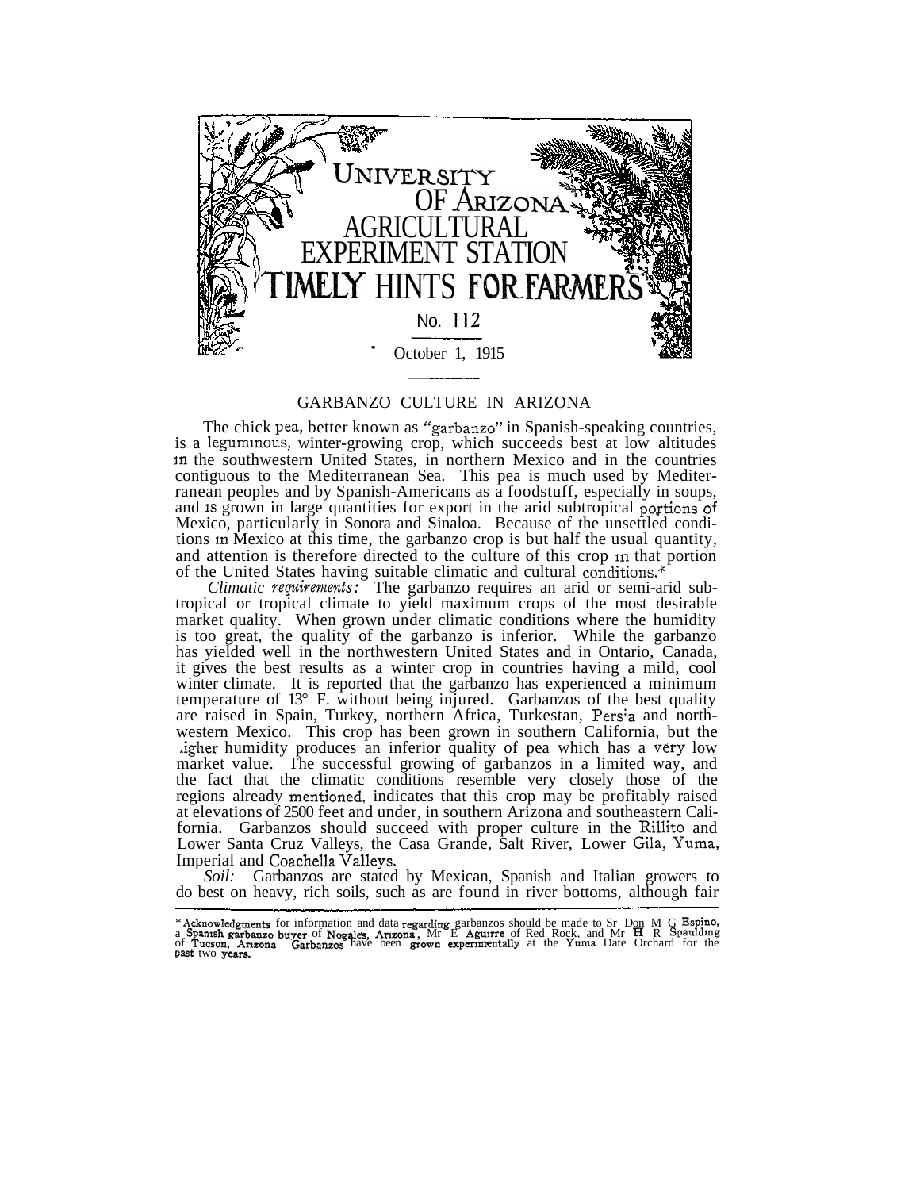# UNIVERSITY OF ARIZONA AGRICULTURAL EXPERIMENT STATION

## TIMELY HINTS FOR FARMERS

No. 112

October 1, 1915

---

## GARBANZO CULTURE IN ARIZONA

The chick pea, better known as "garbanzo" in Spanish-speaking countries, is a leguminous, winter-growing crop, which succeeds best at low altitudes in the southwestern United States, in northern Mexico and in the countries contiguous to the Mediterranean Sea. This pea is much used by Mediterranean peoples and by Spanish-Americans as a foodstuff, especially in soups, and is grown in large quantities for export in the arid subtropical portions of Mexico, particularly in Sonora and Sinaloa. Because of the unsettled conditions in Mexico at this time, the garbanzo crop is but half the usual quantity, and attention is therefore directed to the culture of this crop in that portion of the United States having suitable climatic and cultural conditions.*

*Climatic requirements:* The garbanzo requires an arid or semi-arid subtropical or tropical climate to yield maximum crops of the most desirable market quality. When grown under climatic conditions where the humidity is too great, the quality of the garbanzo is inferior. While the garbanzo has yielded well in the northwestern United States and in Ontario, Canada, it gives the best results as a winter crop in countries having a mild, cool winter climate. It is reported that the garbanzo has experienced a minimum temperature of 13° F. without being injured. Garbanzos of the best quality are raised in Spain, Turkey, northern Africa, Turkestan, Persia and northwestern Mexico. This crop has been grown in southern California, but the higher humidity produces an inferior quality of pea which has a very low market value. The successful growing of garbanzos in a limited way, and the fact that the climatic conditions resemble very closely those of the regions already mentioned, indicates that this crop may be profitably raised at elevations of 2500 feet and under, in southern Arizona and southeastern California. Garbanzos should succeed with proper culture in the Rillito and Lower Santa Cruz Valleys, the Casa Grande, Salt River, Lower Gila, Yuma, Imperial and Coachella Valleys.

*Soil:* Garbanzos are stated by Mexican, Spanish and Italian growers to do best on heavy, rich soils, such as are found in river bottoms, although fair

---

*Acknowledgments for information and data regarding garbanzos should be made to Sr. Don M. G. Espino, a Spanish garbanzo buyer of Nogales, Arizona, Mr. E. Aguirre of Red Rock, and Mr. H. R. Spaulding of Tucson, Arizona. Garbanzos have been grown experimentally at the Yuma Date Orchard for the past two years.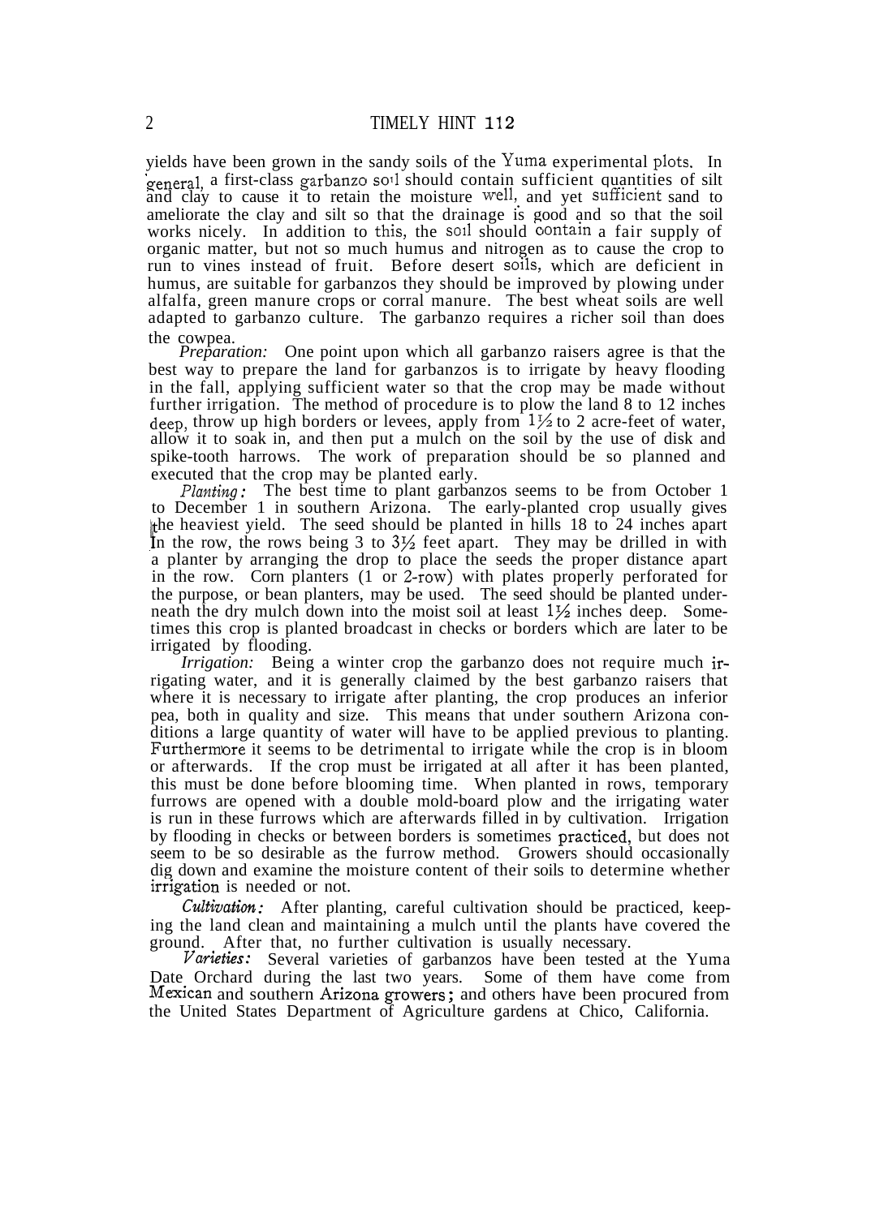yields have been grown in the sandy soils of the Yuma experimental plots. In general, a first-class garbanzo soil should contain sufficient quantities of silt and clay to cause it to retain the moisture well, and yet sufficient sand to ameliorate the clay and silt so that the drainage is good and so that the soil works nicely. In addition to this, the soil should contain a fair supply of organic matter, but not so much humus and nitrogen as to cause the crop to run to vines instead of fruit. Before desert soils, which are deficient in humus, are suitable for garbanzos they should be improved by plowing under alfalfa, green manure crops or corral manure. The best wheat soils are well adapted to garbanzo culture. The garbanzo requires a richer soil than does the cowpea.

*Preparation:* One point upon which all garbanzo raisers agree is that the best way to prepare the land for garbanzos is to irrigate by heavy flooding in the fall, applying sufficient water so that the crop may be made without further irrigation. The method of procedure is to plow the land 8 to 12 inches deep, throw up high borders or levees, apply from 1½ to 2 acre-feet of water, allow it to soak in, and then put a mulch on the soil by the use of disk and spike-tooth harrows. The work of preparation should be so planned and executed that the crop may be planted early.

*Planting:* The best time to plant garbanzos seems to be from October 1 to December 1 in southern Arizona. The early-planted crop usually gives the heaviest yield. The seed should be planted in hills 18 to 24 inches apart in the row, the rows being 3 to 3½ feet apart. They may be drilled in with a planter by arranging the drop to place the seeds the proper distance apart in the row. Corn planters (1 or 2-row) with plates properly perforated for the purpose, or bean planters, may be used. The seed should be planted underneath the dry mulch down into the moist soil at least 1½ inches deep. Sometimes this crop is planted broadcast in checks or borders which are later to be irrigated by flooding.

*Irrigation:* Being a winter crop the garbanzo does not require much irrigating water, and it is generally claimed by the best garbanzo raisers that where it is necessary to irrigate after planting, the crop produces an inferior pea, both in quality and size. This means that under southern Arizona conditions a large quantity of water will have to be applied previous to planting. Furthermore it seems to be detrimental to irrigate while the crop is in bloom or afterwards. If the crop must be irrigated at all after it has been planted, this must be done before blooming time. When planted in rows, temporary furrows are opened with a double mold-board plow and the irrigating water is run in these furrows which are afterwards filled in by cultivation. Irrigation by flooding in checks or between borders is sometimes practiced, but does not seem to be so desirable as the furrow method. Growers should occasionally dig down and examine the moisture content of their soils to determine whether irrigation is needed or not.

*Cultivation:* After planting, careful cultivation should be practiced, keeping the land clean and maintaining a mulch until the plants have covered the ground. After that, no further cultivation is usually necessary.

*Varieties:* Several varieties of garbanzos have been tested at the Yuma Date Orchard during the last two years. Some of them have come from Mexican and southern Arizona growers; and others have been procured from the United States Department of Agriculture gardens at Chico, California.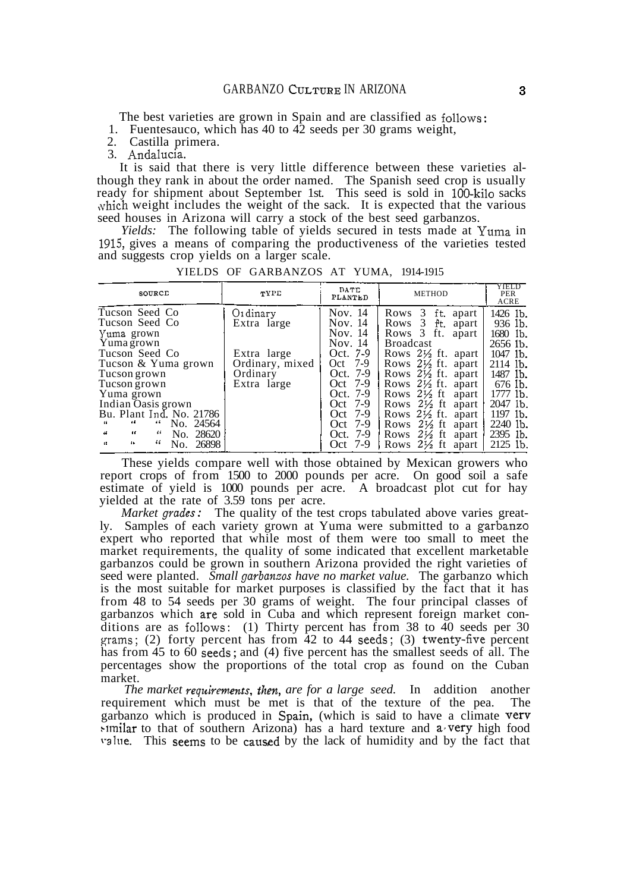The best varieties are grown in Spain and are classified as follows:

1. Fuentesauco, which has 40 to 42 seeds per 30 grams weight,
2. Castilla primera.
3. Andalucía.

It is said that there is very little difference between these varieties although they rank in about the order named. The Spanish seed crop is usually ready for shipment about September 1st. This seed is sold in 100-kilo sacks which weight includes the weight of the sack. It is expected that the various seed houses in Arizona will carry a stock of the best seed garbanzos.

*Yields:* The following table of yields secured in tests made at Yuma in 1915, gives a means of comparing the productiveness of the varieties tested and suggests crop yields on a larger scale.

YIELDS OF GARBANZOS AT YUMA, 1914-1915

| SOURCE | TYPE | DATE PLANTED | METHOD | YIELD PER ACRE |
|---|---|---|---|---|
| Tucson Seed Co | Ordinary | Nov. 14 | Rows 3 ft. apart | 1426 lb. |
| Tucson Seed Co | Extra large | Nov. 14 | Rows 3 ft. apart | 936 lb. |
| Yuma grown | | Nov. 14 | Rows 3 ft. apart | 1680 lb. |
| Yuma grown | | Nov. 14 | Broadcast | 2656 lb. |
| Tucson Seed Co | Extra large | Oct. 7-9 | Rows 2½ ft. apart | 1047 lb. |
| Tucson & Yuma grown | Ordinary, mixed | Oct 7-9 | Rows 2½ ft. apart | 2114 lb. |
| Tucson grown | Ordinary | Oct. 7-9 | Rows 2½ ft. apart | 1487 lb. |
| Tucson grown | Extra large | Oct 7-9 | Rows 2½ ft. apart | 676 lb. |
| Yuma grown | | Oct. 7-9 | Rows 2½ ft apart | 1777 lb. |
| Indian Oasis grown | | Oct 7-9 | Rows 2½ ft apart | 2047 lb. |
| Bu. Plant Ind. No. 21786 | | Oct 7-9 | Rows 2½ ft. apart | 1197 lb. |
| " " " No. 24564 | | Oct 7-9 | Rows 2½ ft apart | 2240 lb. |
| " " " No. 28620 | | Oct. 7-9 | Rows 2½ ft apart | 2395 lb. |
| " " " No. 26898 | | Oct 7-9 | Rows 2½ ft apart | 2125 lb. |

These yields compare well with those obtained by Mexican growers who report crops of from 1500 to 2000 pounds per acre. On good soil a safe estimate of yield is 1000 pounds per acre. A broadcast plot cut for hay yielded at the rate of 3.59 tons per acre.

*Market grades:* The quality of the test crops tabulated above varies greatly. Samples of each variety grown at Yuma were submitted to a garbanzo expert who reported that while most of them were too small to meet the market requirements, the quality of some indicated that excellent marketable garbanzos could be grown in southern Arizona provided the right varieties of seed were planted. *Small garbanzos have no market value.* The garbanzo which is the most suitable for market purposes is classified by the fact that it has from 48 to 54 seeds per 30 grams of weight. The four principal classes of garbanzos which are sold in Cuba and which represent foreign market conditions are as follows: (1) Thirty percent has from 38 to 40 seeds per 30 grams; (2) forty percent has from 42 to 44 seeds; (3) twenty-five percent has from 45 to 60 seeds; and (4) five percent has the smallest seeds of all. The percentages show the proportions of the total crop as found on the Cuban market.

*The market requirements, then, are for a large seed.* In addition another requirement which must be met is that of the texture of the pea. The garbanzo which is produced in Spain, (which is said to have a climate very similar to that of southern Arizona) has a hard texture and a very high food value. This seems to be caused by the lack of humidity and by the fact that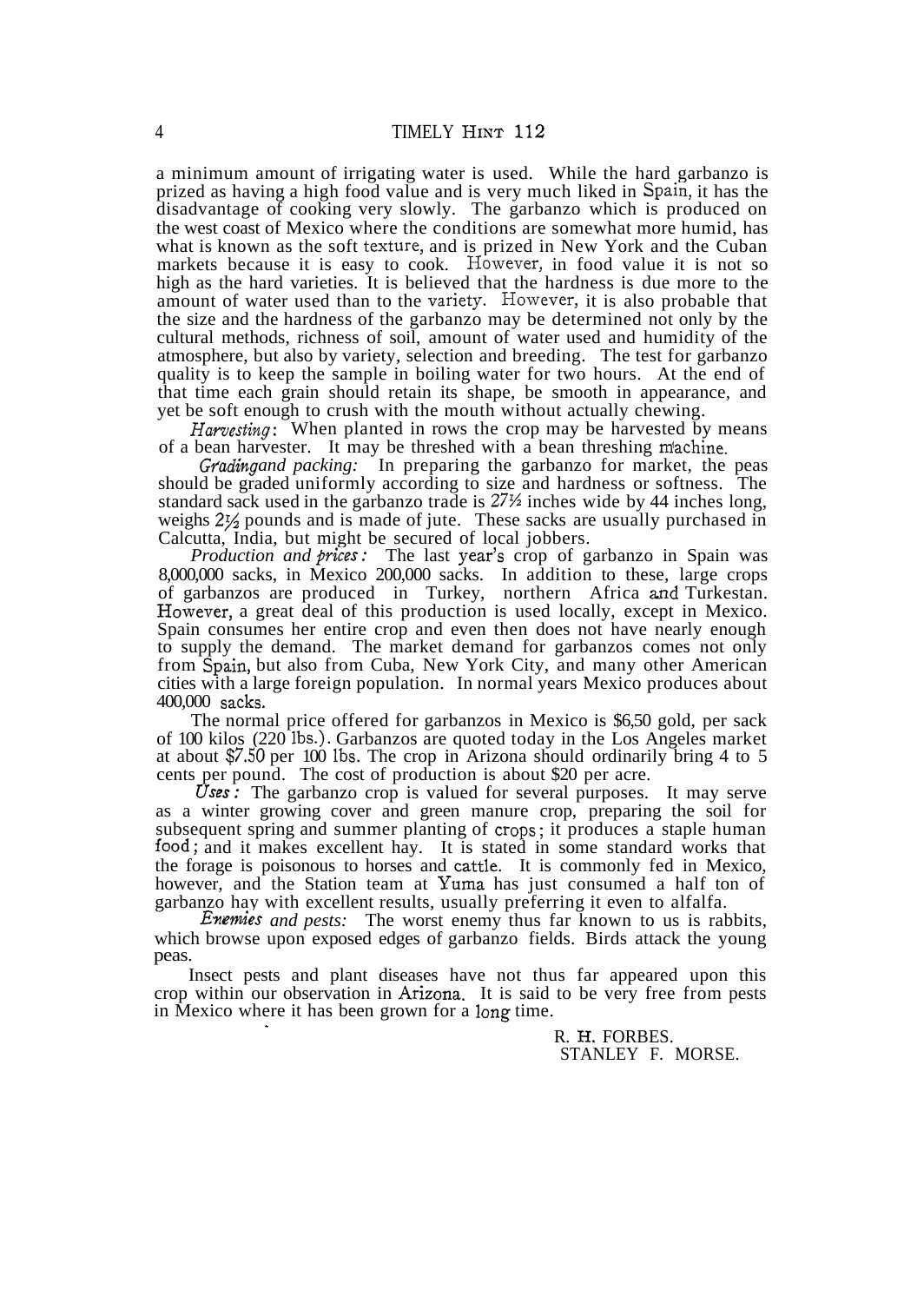a minimum amount of irrigating water is used. While the hard garbanzo is prized as having a high food value and is very much liked in Spain, it has the disadvantage of cooking very slowly. The garbanzo which is produced on the west coast of Mexico where the conditions are somewhat more humid, has what is known as the soft texture, and is prized in New York and the Cuban markets because it is easy to cook. However, in food value it is not so high as the hard varieties. It is believed that the hardness is due more to the amount of water used than to the variety. However, it is also probable that the size and the hardness of the garbanzo may be determined not only by the cultural methods, richness of soil, amount of water used and humidity of the atmosphere, but also by variety, selection and breeding. The test for garbanzo quality is to keep the sample in boiling water for two hours. At the end of that time each grain should retain its shape, be smooth in appearance, and yet be soft enough to crush with the mouth without actually chewing.

*Harvesting*: When planted in rows the crop may be harvested by means of a bean harvester. It may be threshed with a bean threshing machine.

*Grading and packing:* In preparing the garbanzo for market, the peas should be graded uniformly according to size and hardness or softness. The standard sack used in the garbanzo trade is 27½ inches wide by 44 inches long, weighs 2½ pounds and is made of jute. These sacks are usually purchased in Calcutta, India, but might be secured of local jobbers.

*Production and prices:* The last year's crop of garbanzo in Spain was 8,000,000 sacks, in Mexico 200,000 sacks. In addition to these, large crops of garbanzos are produced in Turkey, northern Africa and Turkestan. However, a great deal of this production is used locally, except in Mexico. Spain consumes her entire crop and even then does not have nearly enough to supply the demand. The market demand for garbanzos comes not only from Spain, but also from Cuba, New York City, and many other American cities with a large foreign population. In normal years Mexico produces about 400,000 sacks.

The normal price offered for garbanzos in Mexico is $6,50 gold, per sack of 100 kilos (220 lbs.). Garbanzos are quoted today in the Los Angeles market at about $7.50 per 100 lbs. The crop in Arizona should ordinarily bring 4 to 5 cents per pound. The cost of production is about $20 per acre.

*Uses:* The garbanzo crop is valued for several purposes. It may serve as a winter growing cover and green manure crop, preparing the soil for subsequent spring and summer planting of crops; it produces a staple human food; and it makes excellent hay. It is stated in some standard works that the forage is poisonous to horses and cattle. It is commonly fed in Mexico, however, and the Station team at Yuma has just consumed a half ton of garbanzo hay with excellent results, usually preferring it even to alfalfa.

*Enemies and pests:* The worst enemy thus far known to us is rabbits, which browse upon exposed edges of garbanzo fields. Birds attack the young peas.

Insect pests and plant diseases have not thus far appeared upon this crop within our observation in Arizona. It is said to be very free from pests in Mexico where it has been grown for a long time.

R. H. FORBES.
STANLEY F. MORSE.